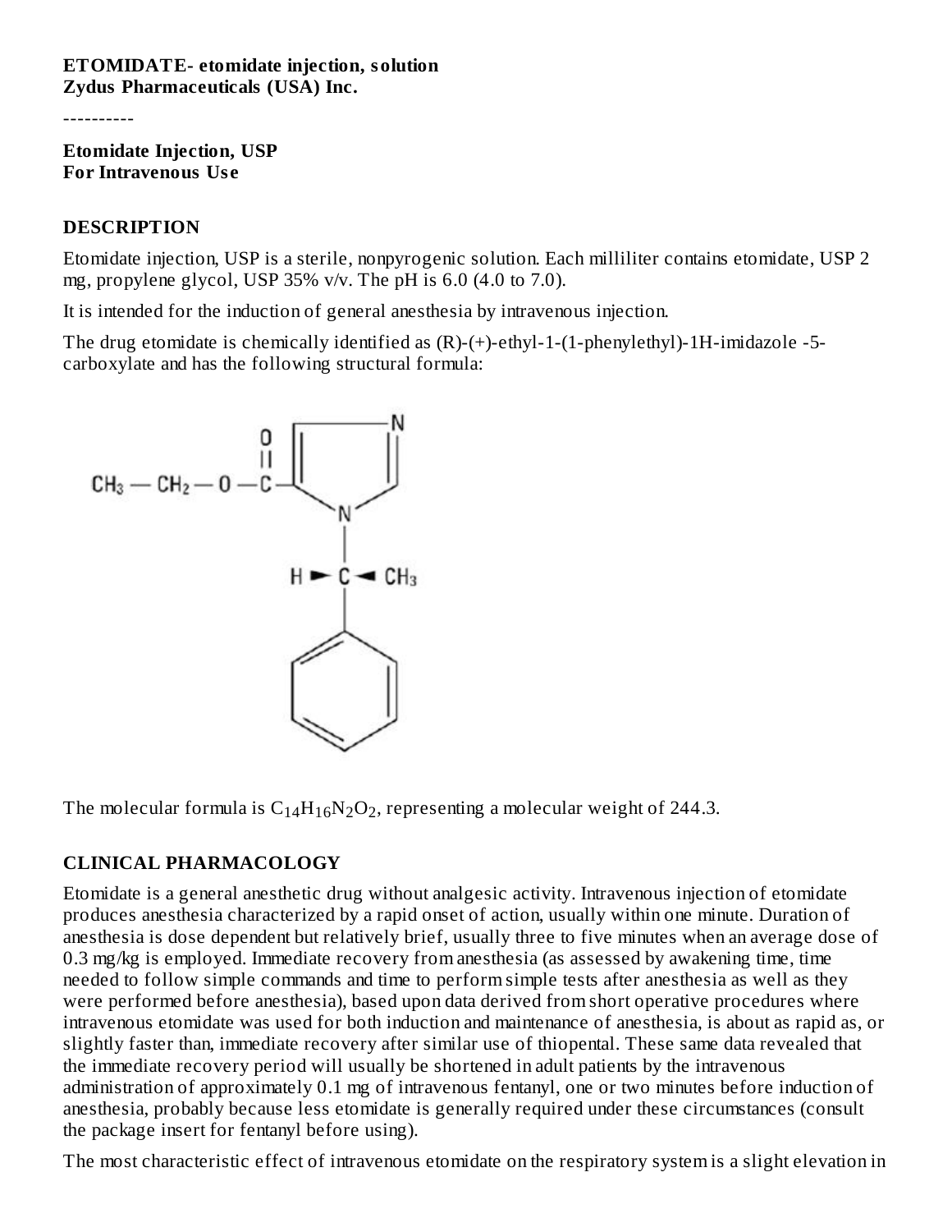**ETOMIDATE- etomidate injection, solution**
**Zydus Pharmaceuticals (USA) Inc.**

----------

**Etomidate Injection, USP**
**For Intravenous Use**

## DESCRIPTION

Etomidate injection, USP is a sterile, nonpyrogenic solution. Each milliliter contains etomidate, USP 2 mg, propylene glycol, USP 35% v/v. The pH is 6.0 (4.0 to 7.0).

It is intended for the induction of general anesthesia by intravenous injection.

The drug etomidate is chemically identified as (R)-(+)-ethyl-1-(1-phenylethyl)-1H-imidazole -5-carboxylate and has the following structural formula:

The molecular formula is $C_{14}H_{16}N_2O_2$, representing a molecular weight of 244.3.

## CLINICAL PHARMACOLOGY

Etomidate is a general anesthetic drug without analgesic activity. Intravenous injection of etomidate produces anesthesia characterized by a rapid onset of action, usually within one minute. Duration of anesthesia is dose dependent but relatively brief, usually three to five minutes when an average dose of 0.3 mg/kg is employed. Immediate recovery from anesthesia (as assessed by awakening time, time needed to follow simple commands and time to perform simple tests after anesthesia as well as they were performed before anesthesia), based upon data derived from short operative procedures where intravenous etomidate was used for both induction and maintenance of anesthesia, is about as rapid as, or slightly faster than, immediate recovery after similar use of thiopental. These same data revealed that the immediate recovery period will usually be shortened in adult patients by the intravenous administration of approximately 0.1 mg of intravenous fentanyl, one or two minutes before induction of anesthesia, probably because less etomidate is generally required under these circumstances (consult the package insert for fentanyl before using).

The most characteristic effect of intravenous etomidate on the respiratory system is a slight elevation in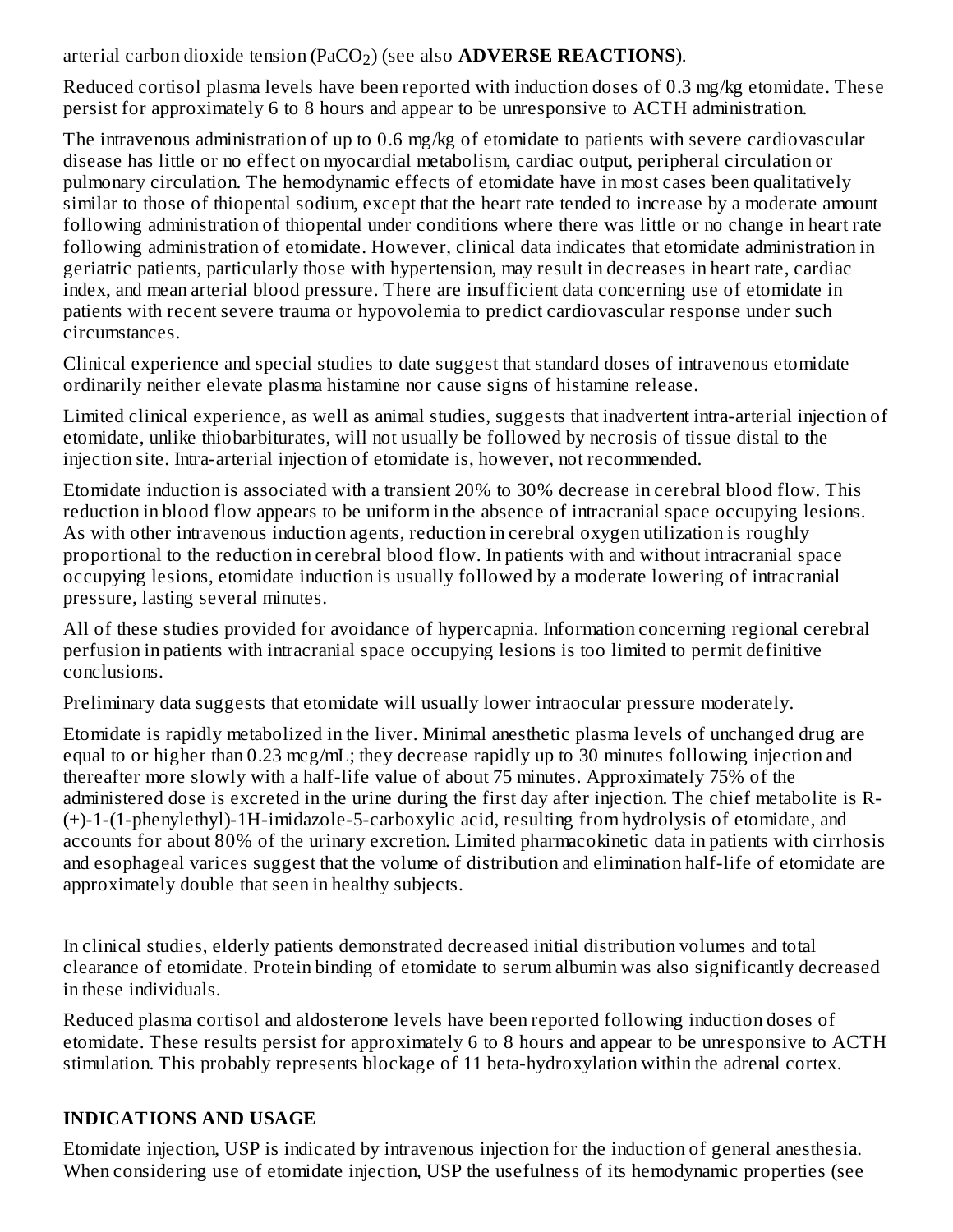arterial carbon dioxide tension ($PaCO_2$) (see also **ADVERSE REACTIONS**).

Reduced cortisol plasma levels have been reported with induction doses of 0.3 mg/kg etomidate. These persist for approximately 6 to 8 hours and appear to be unresponsive to ACTH administration.

The intravenous administration of up to 0.6 mg/kg of etomidate to patients with severe cardiovascular disease has little or no effect on myocardial metabolism, cardiac output, peripheral circulation or pulmonary circulation. The hemodynamic effects of etomidate have in most cases been qualitatively similar to those of thiopental sodium, except that the heart rate tended to increase by a moderate amount following administration of thiopental under conditions where there was little or no change in heart rate following administration of etomidate. However, clinical data indicates that etomidate administration in geriatric patients, particularly those with hypertension, may result in decreases in heart rate, cardiac index, and mean arterial blood pressure. There are insufficient data concerning use of etomidate in patients with recent severe trauma or hypovolemia to predict cardiovascular response under such circumstances.

Clinical experience and special studies to date suggest that standard doses of intravenous etomidate ordinarily neither elevate plasma histamine nor cause signs of histamine release.

Limited clinical experience, as well as animal studies, suggests that inadvertent intra-arterial injection of etomidate, unlike thiobarbiturates, will not usually be followed by necrosis of tissue distal to the injection site. Intra-arterial injection of etomidate is, however, not recommended.

Etomidate induction is associated with a transient 20% to 30% decrease in cerebral blood flow. This reduction in blood flow appears to be uniform in the absence of intracranial space occupying lesions. As with other intravenous induction agents, reduction in cerebral oxygen utilization is roughly proportional to the reduction in cerebral blood flow. In patients with and without intracranial space occupying lesions, etomidate induction is usually followed by a moderate lowering of intracranial pressure, lasting several minutes.

All of these studies provided for avoidance of hypercapnia. Information concerning regional cerebral perfusion in patients with intracranial space occupying lesions is too limited to permit definitive conclusions.

Preliminary data suggests that etomidate will usually lower intraocular pressure moderately.

Etomidate is rapidly metabolized in the liver. Minimal anesthetic plasma levels of unchanged drug are equal to or higher than 0.23 mcg/mL; they decrease rapidly up to 30 minutes following injection and thereafter more slowly with a half-life value of about 75 minutes. Approximately 75% of the administered dose is excreted in the urine during the first day after injection. The chief metabolite is R-(+)-1-(1-phenylethyl)-1H-imidazole-5-carboxylic acid, resulting from hydrolysis of etomidate, and accounts for about 80% of the urinary excretion. Limited pharmacokinetic data in patients with cirrhosis and esophageal varices suggest that the volume of distribution and elimination half-life of etomidate are approximately double that seen in healthy subjects.

In clinical studies, elderly patients demonstrated decreased initial distribution volumes and total clearance of etomidate. Protein binding of etomidate to serum albumin was also significantly decreased in these individuals.

Reduced plasma cortisol and aldosterone levels have been reported following induction doses of etomidate. These results persist for approximately 6 to 8 hours and appear to be unresponsive to ACTH stimulation. This probably represents blockage of 11 beta-hydroxylation within the adrenal cortex.

## INDICATIONS AND USAGE

Etomidate injection, USP is indicated by intravenous injection for the induction of general anesthesia. When considering use of etomidate injection, USP the usefulness of its hemodynamic properties (see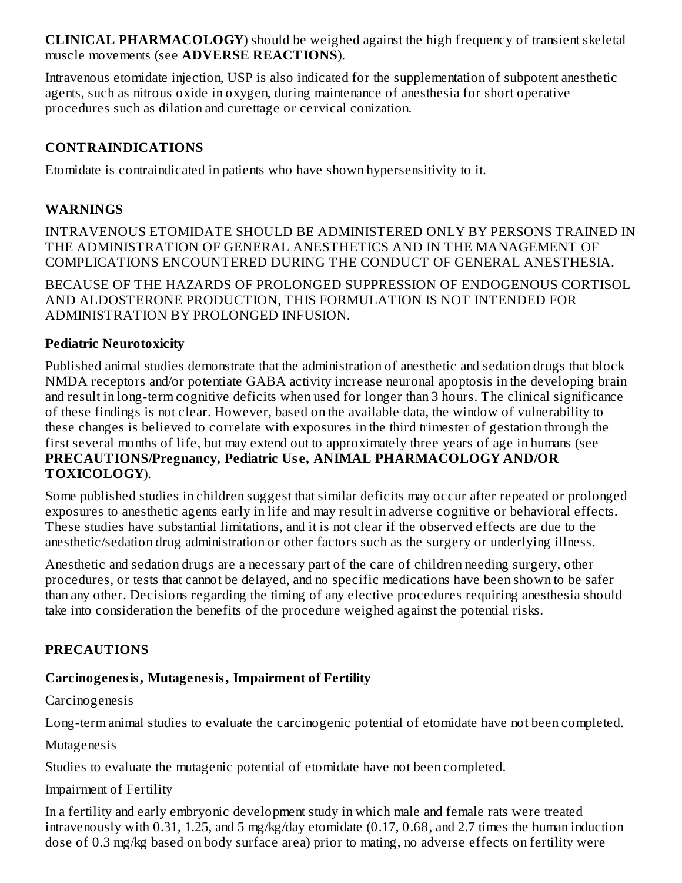**CLINICAL PHARMACOLOGY**) should be weighed against the high frequency of transient skeletal muscle movements (see **ADVERSE REACTIONS**).

Intravenous etomidate injection, USP is also indicated for the supplementation of subpotent anesthetic agents, such as nitrous oxide in oxygen, during maintenance of anesthesia for short operative procedures such as dilation and curettage or cervical conization.

## CONTRAINDICATIONS

Etomidate is contraindicated in patients who have shown hypersensitivity to it.

## WARNINGS

INTRAVENOUS ETOMIDATE SHOULD BE ADMINISTERED ONLY BY PERSONS TRAINED IN THE ADMINISTRATION OF GENERAL ANESTHETICS AND IN THE MANAGEMENT OF COMPLICATIONS ENCOUNTERED DURING THE CONDUCT OF GENERAL ANESTHESIA.

BECAUSE OF THE HAZARDS OF PROLONGED SUPPRESSION OF ENDOGENOUS CORTISOL AND ALDOSTERONE PRODUCTION, THIS FORMULATION IS NOT INTENDED FOR ADMINISTRATION BY PROLONGED INFUSION.

### Pediatric Neurotoxicity

Published animal studies demonstrate that the administration of anesthetic and sedation drugs that block NMDA receptors and/or potentiate GABA activity increase neuronal apoptosis in the developing brain and result in long-term cognitive deficits when used for longer than 3 hours. The clinical significance of these findings is not clear. However, based on the available data, the window of vulnerability to these changes is believed to correlate with exposures in the third trimester of gestation through the first several months of life, but may extend out to approximately three years of age in humans (see **PRECAUTIONS/Pregnancy, Pediatric Use, ANIMAL PHARMACOLOGY AND/OR TOXICOLOGY**).

Some published studies in children suggest that similar deficits may occur after repeated or prolonged exposures to anesthetic agents early in life and may result in adverse cognitive or behavioral effects. These studies have substantial limitations, and it is not clear if the observed effects are due to the anesthetic/sedation drug administration or other factors such as the surgery or underlying illness.

Anesthetic and sedation drugs are a necessary part of the care of children needing surgery, other procedures, or tests that cannot be delayed, and no specific medications have been shown to be safer than any other. Decisions regarding the timing of any elective procedures requiring anesthesia should take into consideration the benefits of the procedure weighed against the potential risks.

## PRECAUTIONS

### Carcinogenesis, Mutagenesis, Impairment of Fertility

Carcinogenesis

Long-term animal studies to evaluate the carcinogenic potential of etomidate have not been completed.

Mutagenesis

Studies to evaluate the mutagenic potential of etomidate have not been completed.

Impairment of Fertility

In a fertility and early embryonic development study in which male and female rats were treated intravenously with 0.31, 1.25, and 5 mg/kg/day etomidate (0.17, 0.68, and 2.7 times the human induction dose of 0.3 mg/kg based on body surface area) prior to mating, no adverse effects on fertility were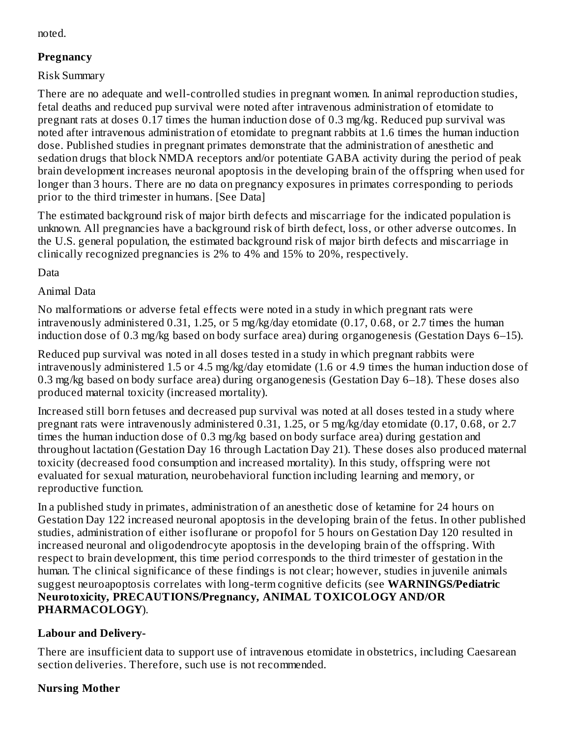noted.

**Pregnancy**

Risk Summary

There are no adequate and well-controlled studies in pregnant women. In animal reproduction studies, fetal deaths and reduced pup survival were noted after intravenous administration of etomidate to pregnant rats at doses 0.17 times the human induction dose of 0.3 mg/kg. Reduced pup survival was noted after intravenous administration of etomidate to pregnant rabbits at 1.6 times the human induction dose. Published studies in pregnant primates demonstrate that the administration of anesthetic and sedation drugs that block NMDA receptors and/or potentiate GABA activity during the period of peak brain development increases neuronal apoptosis in the developing brain of the offspring when used for longer than 3 hours. There are no data on pregnancy exposures in primates corresponding to periods prior to the third trimester in humans. [See Data]

The estimated background risk of major birth defects and miscarriage for the indicated population is unknown. All pregnancies have a background risk of birth defect, loss, or other adverse outcomes. In the U.S. general population, the estimated background risk of major birth defects and miscarriage in clinically recognized pregnancies is 2% to 4% and 15% to 20%, respectively.

Data

Animal Data

No malformations or adverse fetal effects were noted in a study in which pregnant rats were intravenously administered 0.31, 1.25, or 5 mg/kg/day etomidate (0.17, 0.68, or 2.7 times the human induction dose of 0.3 mg/kg based on body surface area) during organogenesis (Gestation Days 6–15).

Reduced pup survival was noted in all doses tested in a study in which pregnant rabbits were intravenously administered 1.5 or 4.5 mg/kg/day etomidate (1.6 or 4.9 times the human induction dose of 0.3 mg/kg based on body surface area) during organogenesis (Gestation Day 6–18). These doses also produced maternal toxicity (increased mortality).

Increased still born fetuses and decreased pup survival was noted at all doses tested in a study where pregnant rats were intravenously administered 0.31, 1.25, or 5 mg/kg/day etomidate (0.17, 0.68, or 2.7 times the human induction dose of 0.3 mg/kg based on body surface area) during gestation and throughout lactation (Gestation Day 16 through Lactation Day 21). These doses also produced maternal toxicity (decreased food consumption and increased mortality). In this study, offspring were not evaluated for sexual maturation, neurobehavioral function including learning and memory, or reproductive function.

In a published study in primates, administration of an anesthetic dose of ketamine for 24 hours on Gestation Day 122 increased neuronal apoptosis in the developing brain of the fetus. In other published studies, administration of either isoflurane or propofol for 5 hours on Gestation Day 120 resulted in increased neuronal and oligodendrocyte apoptosis in the developing brain of the offspring. With respect to brain development, this time period corresponds to the third trimester of gestation in the human. The clinical significance of these findings is not clear; however, studies in juvenile animals suggest neuroapoptosis correlates with long-term cognitive deficits (see **WARNINGS/Pediatric Neurotoxicity, PRECAUTIONS/Pregnancy, ANIMAL TOXICOLOGY AND/OR PHARMACOLOGY**).

**Labour and Delivery-**

There are insufficient data to support use of intravenous etomidate in obstetrics, including Caesarean section deliveries. Therefore, such use is not recommended.

**Nursing Mother**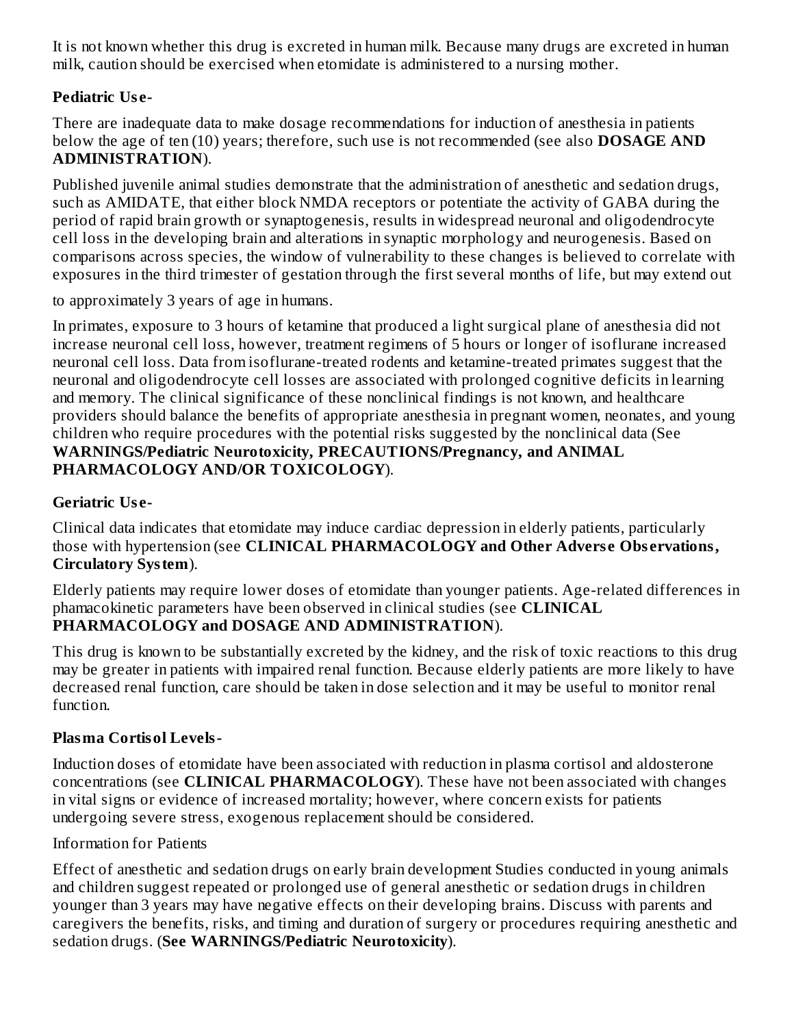It is not known whether this drug is excreted in human milk. Because many drugs are excreted in human milk, caution should be exercised when etomidate is administered to a nursing mother.

**Pediatric Use-**

There are inadequate data to make dosage recommendations for induction of anesthesia in patients below the age of ten (10) years; therefore, such use is not recommended (see also **DOSAGE AND ADMINISTRATION**).

Published juvenile animal studies demonstrate that the administration of anesthetic and sedation drugs, such as AMIDATE, that either block NMDA receptors or potentiate the activity of GABA during the period of rapid brain growth or synaptogenesis, results in widespread neuronal and oligodendrocyte cell loss in the developing brain and alterations in synaptic morphology and neurogenesis. Based on comparisons across species, the window of vulnerability to these changes is believed to correlate with exposures in the third trimester of gestation through the first several months of life, but may extend out to approximately 3 years of age in humans.

In primates, exposure to 3 hours of ketamine that produced a light surgical plane of anesthesia did not increase neuronal cell loss, however, treatment regimens of 5 hours or longer of isoflurane increased neuronal cell loss. Data from isoflurane-treated rodents and ketamine-treated primates suggest that the neuronal and oligodendrocyte cell losses are associated with prolonged cognitive deficits in learning and memory. The clinical significance of these nonclinical findings is not known, and healthcare providers should balance the benefits of appropriate anesthesia in pregnant women, neonates, and young children who require procedures with the potential risks suggested by the nonclinical data (See **WARNINGS/Pediatric Neurotoxicity, PRECAUTIONS/Pregnancy, and ANIMAL PHARMACOLOGY AND/OR TOXICOLOGY**).

**Geriatric Use-**

Clinical data indicates that etomidate may induce cardiac depression in elderly patients, particularly those with hypertension (see **CLINICAL PHARMACOLOGY and Other Adverse Observations, Circulatory System**).

Elderly patients may require lower doses of etomidate than younger patients. Age-related differences in phamacokinetic parameters have been observed in clinical studies (see **CLINICAL PHARMACOLOGY and DOSAGE AND ADMINISTRATION**).

This drug is known to be substantially excreted by the kidney, and the risk of toxic reactions to this drug may be greater in patients with impaired renal function. Because elderly patients are more likely to have decreased renal function, care should be taken in dose selection and it may be useful to monitor renal function.

**Plasma Cortisol Levels-**

Induction doses of etomidate have been associated with reduction in plasma cortisol and aldosterone concentrations (see **CLINICAL PHARMACOLOGY**). These have not been associated with changes in vital signs or evidence of increased mortality; however, where concern exists for patients undergoing severe stress, exogenous replacement should be considered.

Information for Patients

Effect of anesthetic and sedation drugs on early brain development Studies conducted in young animals and children suggest repeated or prolonged use of general anesthetic or sedation drugs in children younger than 3 years may have negative effects on their developing brains. Discuss with parents and caregivers the benefits, risks, and timing and duration of surgery or procedures requiring anesthetic and sedation drugs. (**See WARNINGS/Pediatric Neurotoxicity**).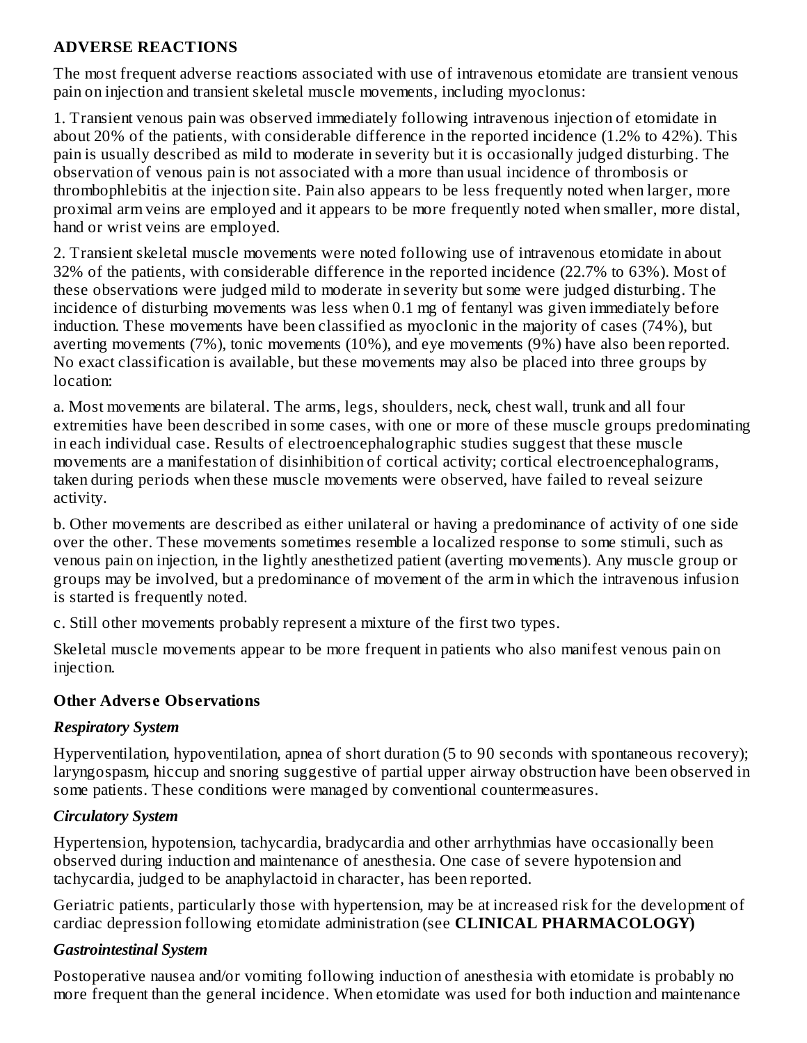## ADVERSE REACTIONS

The most frequent adverse reactions associated with use of intravenous etomidate are transient venous pain on injection and transient skeletal muscle movements, including myoclonus:

1. Transient venous pain was observed immediately following intravenous injection of etomidate in about 20% of the patients, with considerable difference in the reported incidence (1.2% to 42%). This pain is usually described as mild to moderate in severity but it is occasionally judged disturbing. The observation of venous pain is not associated with a more than usual incidence of thrombosis or thrombophlebitis at the injection site. Pain also appears to be less frequently noted when larger, more proximal arm veins are employed and it appears to be more frequently noted when smaller, more distal, hand or wrist veins are employed.

2. Transient skeletal muscle movements were noted following use of intravenous etomidate in about 32% of the patients, with considerable difference in the reported incidence (22.7% to 63%). Most of these observations were judged mild to moderate in severity but some were judged disturbing. The incidence of disturbing movements was less when 0.1 mg of fentanyl was given immediately before induction. These movements have been classified as myoclonic in the majority of cases (74%), but averting movements (7%), tonic movements (10%), and eye movements (9%) have also been reported. No exact classification is available, but these movements may also be placed into three groups by location:

a. Most movements are bilateral. The arms, legs, shoulders, neck, chest wall, trunk and all four extremities have been described in some cases, with one or more of these muscle groups predominating in each individual case. Results of electroencephalographic studies suggest that these muscle movements are a manifestation of disinhibition of cortical activity; cortical electroencephalograms, taken during periods when these muscle movements were observed, have failed to reveal seizure activity.

b. Other movements are described as either unilateral or having a predominance of activity of one side over the other. These movements sometimes resemble a localized response to some stimuli, such as venous pain on injection, in the lightly anesthetized patient (averting movements). Any muscle group or groups may be involved, but a predominance of movement of the arm in which the intravenous infusion is started is frequently noted.

c. Still other movements probably represent a mixture of the first two types.

Skeletal muscle movements appear to be more frequent in patients who also manifest venous pain on injection.

### Other Adverse Observations

#### *Respiratory System*

Hyperventilation, hypoventilation, apnea of short duration (5 to 90 seconds with spontaneous recovery); laryngospasm, hiccup and snoring suggestive of partial upper airway obstruction have been observed in some patients. These conditions were managed by conventional countermeasures.

#### *Circulatory System*

Hypertension, hypotension, tachycardia, bradycardia and other arrhythmias have occasionally been observed during induction and maintenance of anesthesia. One case of severe hypotension and tachycardia, judged to be anaphylactoid in character, has been reported.

Geriatric patients, particularly those with hypertension, may be at increased risk for the development of cardiac depression following etomidate administration (see **CLINICAL PHARMACOLOGY)**

#### *Gastrointestinal System*

Postoperative nausea and/or vomiting following induction of anesthesia with etomidate is probably no more frequent than the general incidence. When etomidate was used for both induction and maintenance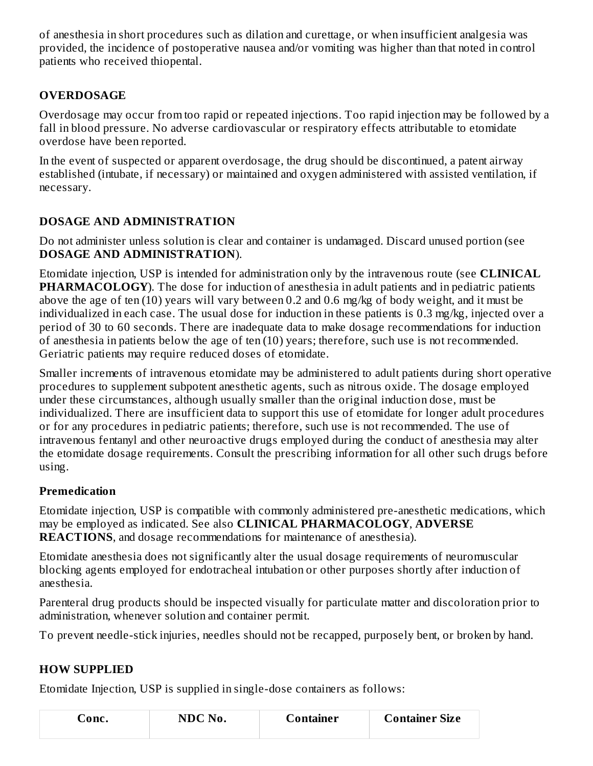of anesthesia in short procedures such as dilation and curettage, or when insufficient analgesia was provided, the incidence of postoperative nausea and/or vomiting was higher than that noted in control patients who received thiopental.

## OVERDOSAGE

Overdosage may occur from too rapid or repeated injections. Too rapid injection may be followed by a fall in blood pressure. No adverse cardiovascular or respiratory effects attributable to etomidate overdose have been reported.

In the event of suspected or apparent overdosage, the drug should be discontinued, a patent airway established (intubate, if necessary) or maintained and oxygen administered with assisted ventilation, if necessary.

## DOSAGE AND ADMINISTRATION

Do not administer unless solution is clear and container is undamaged. Discard unused portion (see **DOSAGE AND ADMINISTRATION**).

Etomidate injection, USP is intended for administration only by the intravenous route (see **CLINICAL PHARMACOLOGY**). The dose for induction of anesthesia in adult patients and in pediatric patients above the age of ten (10) years will vary between 0.2 and 0.6 mg/kg of body weight, and it must be individualized in each case. The usual dose for induction in these patients is 0.3 mg/kg, injected over a period of 30 to 60 seconds. There are inadequate data to make dosage recommendations for induction of anesthesia in patients below the age of ten (10) years; therefore, such use is not recommended. Geriatric patients may require reduced doses of etomidate.

Smaller increments of intravenous etomidate may be administered to adult patients during short operative procedures to supplement subpotent anesthetic agents, such as nitrous oxide. The dosage employed under these circumstances, although usually smaller than the original induction dose, must be individualized. There are insufficient data to support this use of etomidate for longer adult procedures or for any procedures in pediatric patients; therefore, such use is not recommended. The use of intravenous fentanyl and other neuroactive drugs employed during the conduct of anesthesia may alter the etomidate dosage requirements. Consult the prescribing information for all other such drugs before using.

### Premedication

Etomidate injection, USP is compatible with commonly administered pre-anesthetic medications, which may be employed as indicated. See also **CLINICAL PHARMACOLOGY**, **ADVERSE REACTIONS**, and dosage recommendations for maintenance of anesthesia).

Etomidate anesthesia does not significantly alter the usual dosage requirements of neuromuscular blocking agents employed for endotracheal intubation or other purposes shortly after induction of anesthesia.

Parenteral drug products should be inspected visually for particulate matter and discoloration prior to administration, whenever solution and container permit.

To prevent needle-stick injuries, needles should not be recapped, purposely bent, or broken by hand.

## HOW SUPPLIED

Etomidate Injection, USP is supplied in single-dose containers as follows:

| Conc. | NDC No. | Container | Container Size |
|---|---|---|---|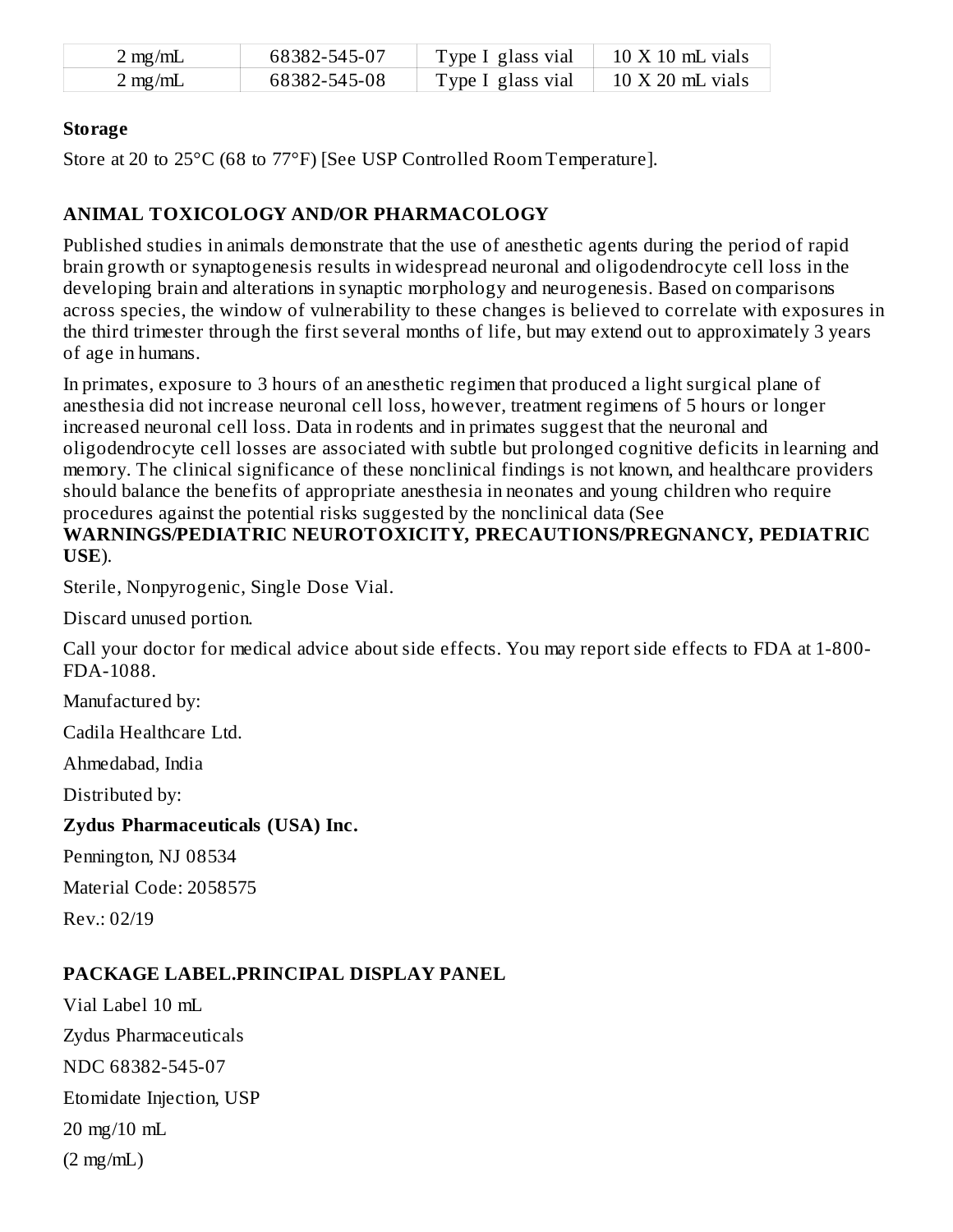| 2 mg/mL | 68382-545-07 | Type I glass vial | 10 X 10 mL vials |
| --- | --- | --- | --- |
| 2 mg/mL | 68382-545-08 | Type I glass vial | 10 X 20 mL vials |

**Storage**

Store at 20 to 25°C (68 to 77°F) [See USP Controlled Room Temperature].

## ANIMAL TOXICOLOGY AND/OR PHARMACOLOGY

Published studies in animals demonstrate that the use of anesthetic agents during the period of rapid brain growth or synaptogenesis results in widespread neuronal and oligodendrocyte cell loss in the developing brain and alterations in synaptic morphology and neurogenesis. Based on comparisons across species, the window of vulnerability to these changes is believed to correlate with exposures in the third trimester through the first several months of life, but may extend out to approximately 3 years of age in humans.

In primates, exposure to 3 hours of an anesthetic regimen that produced a light surgical plane of anesthesia did not increase neuronal cell loss, however, treatment regimens of 5 hours or longer increased neuronal cell loss. Data in rodents and in primates suggest that the neuronal and oligodendrocyte cell losses are associated with subtle but prolonged cognitive deficits in learning and memory. The clinical significance of these nonclinical findings is not known, and healthcare providers should balance the benefits of appropriate anesthesia in neonates and young children who require procedures against the potential risks suggested by the nonclinical data (See **WARNINGS/PEDIATRIC NEUROTOXICITY, PRECAUTIONS/PREGNANCY, PEDIATRIC USE**).

Sterile, Nonpyrogenic, Single Dose Vial.

Discard unused portion.

Call your doctor for medical advice about side effects. You may report side effects to FDA at 1-800-FDA-1088.

Manufactured by:

Cadila Healthcare Ltd.

Ahmedabad, India

Distributed by:

**Zydus Pharmaceuticals (USA) Inc.**

Pennington, NJ 08534

Material Code: 2058575

Rev.: 02/19

## PACKAGE LABEL.PRINCIPAL DISPLAY PANEL

Vial Label 10 mL

Zydus Pharmaceuticals

NDC 68382-545-07

Etomidate Injection, USP

20 mg/10 mL

(2 mg/mL)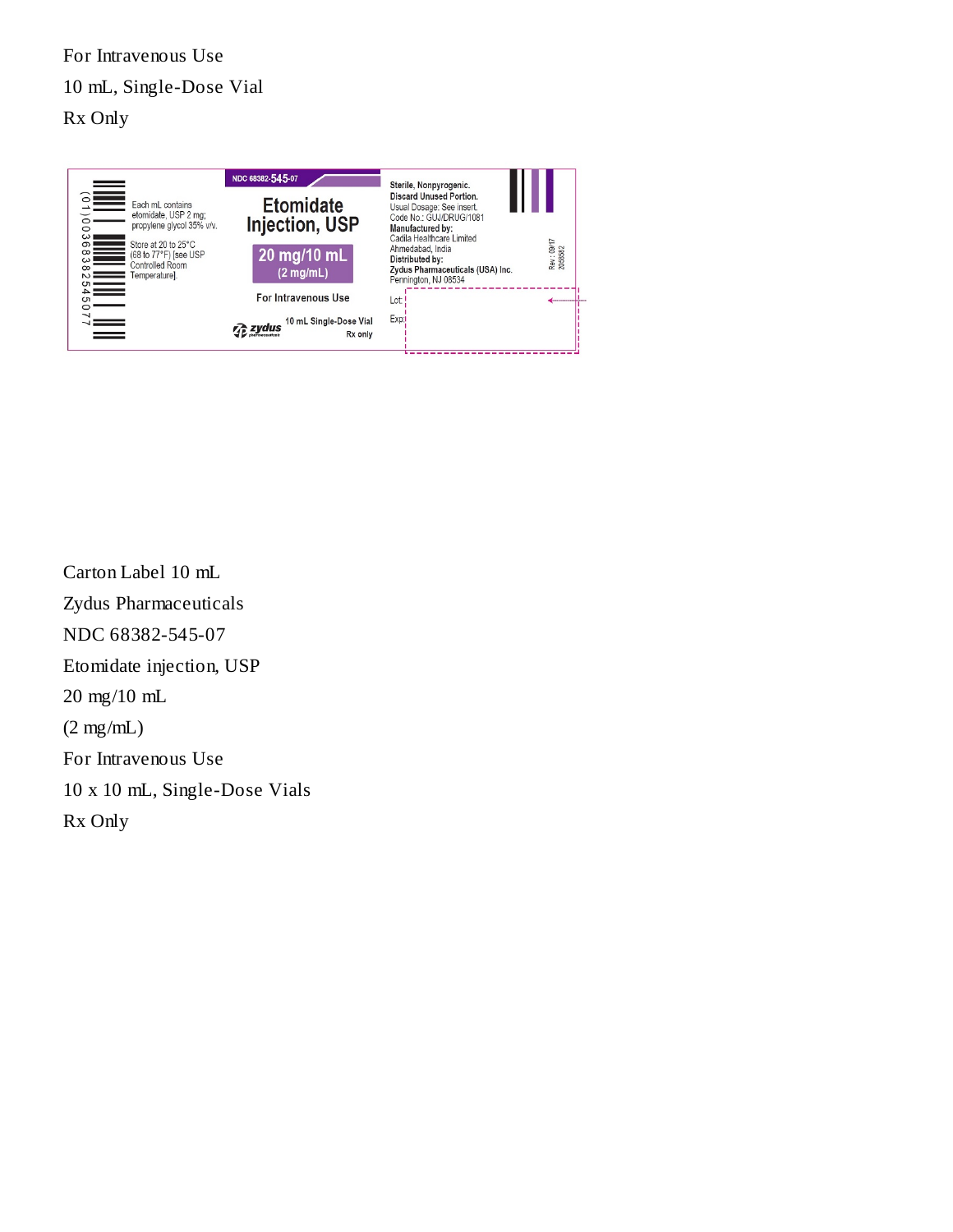For Intravenous Use

10 mL, Single-Dose Vial

Rx Only

NDC 68382-545-07

Each mL contains etomidate, USP 2 mg; propylene glycol 35% v/v.

Store at 20 to 25°C (68 to 77°F) [see USP Controlled Room Temperature].

**Etomidate Injection, USP**

**20 mg/10 mL**
**(2 mg/mL)**

**For Intravenous Use**

zydus pharmaceuticals

10 mL Single-Dose Vial

Rx only

**Sterile, Nonpyrogenic.**
**Discard Unused Portion.**
Usual Dosage: See insert.
Code No.: GUJ/DRUG/1081
**Manufactured by:**
Cadila Healthcare Limited
Ahmedabad, India
**Distributed by:**
**Zydus Pharmaceuticals (USA) Inc.**
Pennington, NJ 08534

Lot:

Exp:

(01)00368382545077

Rev.: 09/17
2056562

Carton Label 10 mL

Zydus Pharmaceuticals

NDC 68382-545-07

Etomidate injection, USP

20 mg/10 mL

(2 mg/mL)

For Intravenous Use

10 x 10 mL, Single-Dose Vials

Rx Only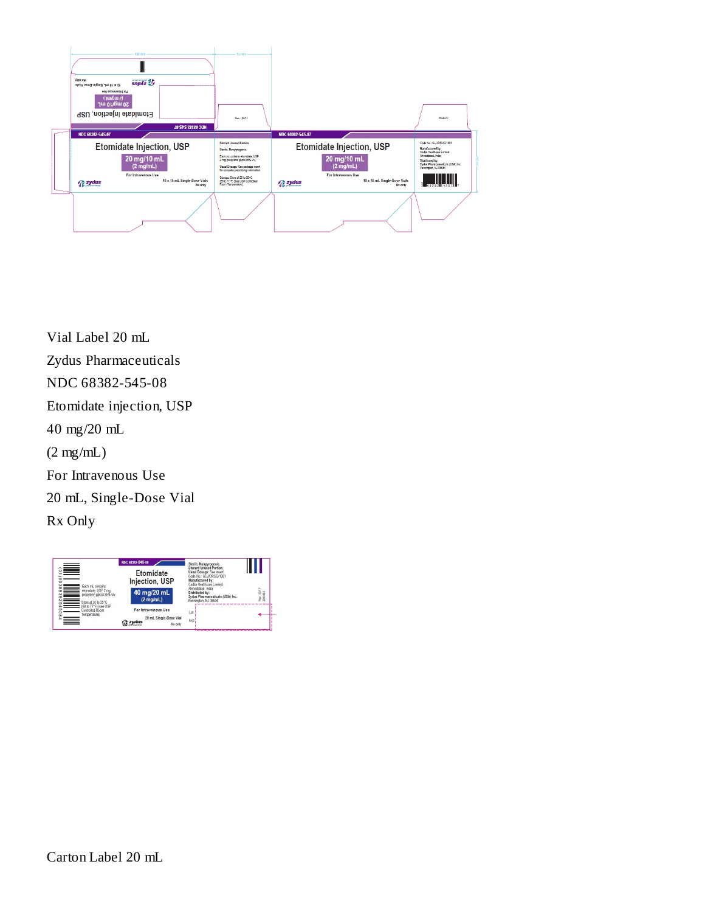Vial Label 20 mL

Zydus Pharmaceuticals

NDC 68382-545-08

Etomidate injection, USP

40 mg/20 mL

(2 mg/mL)

For Intravenous Use

20 mL, Single-Dose Vial

Rx Only

Carton Label 20 mL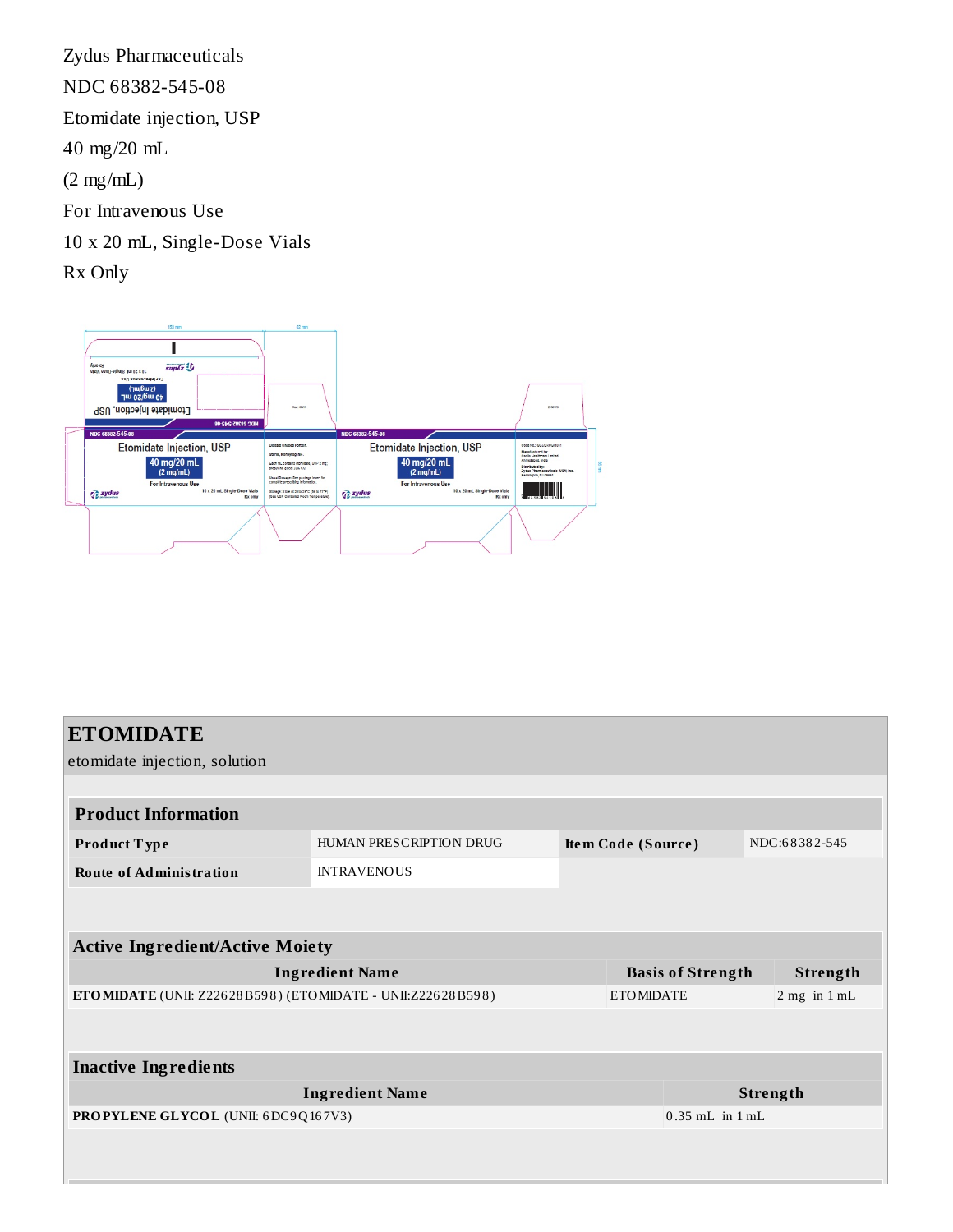Zydus Pharmaceuticals

NDC 68382-545-08

Etomidate injection, USP

40 mg/20 mL

(2 mg/mL)

For Intravenous Use

10 x 20 mL, Single-Dose Vials

Rx Only

# ETOMIDATE

etomidate injection, solution

| Product Information | | | |
|---|---|---|---|
| **Product Type** | HUMAN PRESCRIPTION DRUG | **Item Code (Source)** | NDC:68382-545 |
| **Route of Administration** | INTRAVENOUS | | |

| Active Ingredient/Active Moiety | | |
|---|---|---|
| **Ingredient Name** | **Basis of Strength** | **Strength** |
| **ETOMIDATE** (UNII: Z22628B598) (ETOMIDATE - UNII:Z22628B598) | ETOMIDATE | 2 mg in 1 mL |

| Inactive Ingredients | |
|---|---|
| **Ingredient Name** | **Strength** |
| **PROPYLENE GLYCOL** (UNII: 6DC9Q167V3) | 0.35 mL in 1 mL |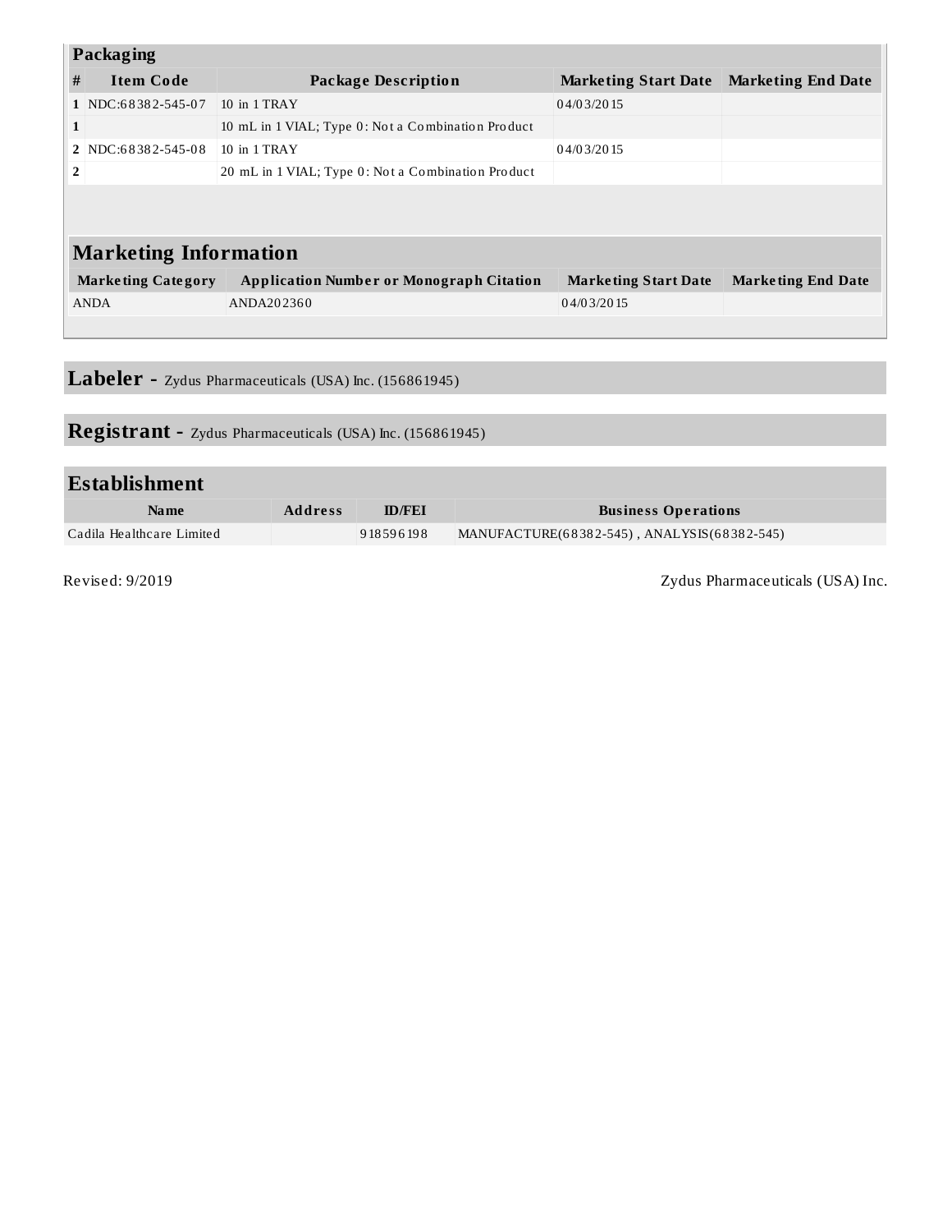### Packaging

| # | Item Code | Package Description | Marketing Start Date | Marketing End Date |
|---|---|---|---|---|
| 1 | NDC:68382-545-07 | 10 in 1 TRAY | 04/03/2015 | |
| 1 | | 10 mL in 1 VIAL; Type 0: Not a Combination Product | | |
| 2 | NDC:68382-545-08 | 10 in 1 TRAY | 04/03/2015 | |
| 2 | | 20 mL in 1 VIAL; Type 0: Not a Combination Product | | |

### Marketing Information

| Marketing Category | Application Number or Monograph Citation | Marketing Start Date | Marketing End Date |
|---|---|---|---|
| ANDA | ANDA202360 | 04/03/2015 | |

## Labeler - Zydus Pharmaceuticals (USA) Inc. (156861945)

## Registrant - Zydus Pharmaceuticals (USA) Inc. (156861945)

## Establishment

| Name | Address | ID/FEI | Business Operations |
|---|---|---|---|
| Cadila Healthcare Limited | | 918596198 | MANUFACTURE(68382-545) , ANALYSIS(68382-545) |

Revised: 9/2019

Zydus Pharmaceuticals (USA) Inc.